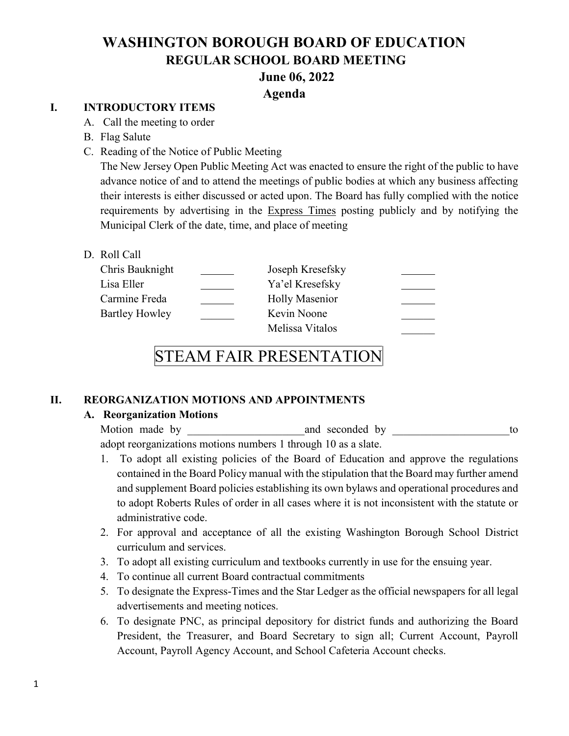# WASHINGTON BOROUGH BOARD OF EDUCATION

## REGULAR SCHOOL BOARD MEETING

## June 06, 2022

## Agenda

### I. INTRODUCTORY ITEMS

A. Call the meeting to order

B. Flag Salute

C. Reading of the Notice of Public Meeting

The New Jersey Open Public Meeting Act was enacted to ensure the right of the public to have advance notice of and to attend the meetings of public bodies at which any business affecting their interests is either discussed or acted upon. The Board has fully complied with the notice requirements by advertising in the Express Times posting publicly and by notifying the Municipal Clerk of the date, time, and place of meeting

D. Roll Call

| | | | |
|---|---|---|---|
| Chris Bauknight | ______ | Joseph Kresefsky | ______ |
| Lisa Eller | ______ | Ya'el Kresefsky | ______ |
| Carmine Freda | ______ | Holly Masenior | ______ |
| Bartley Howley | ______ | Kevin Noone | ______ |
| | | Melissa Vitalos | ______ |

## STEAM FAIR PRESENTATION

### II. REORGANIZATION MOTIONS AND APPOINTMENTS

**A. Reorganization Motions**

Motion made by ____________________ and seconded by ____________________ to adopt reorganizations motions numbers 1 through 10 as a slate.

1. To adopt all existing policies of the Board of Education and approve the regulations contained in the Board Policy manual with the stipulation that the Board may further amend and supplement Board policies establishing its own bylaws and operational procedures and to adopt Roberts Rules of order in all cases where it is not inconsistent with the statute or administrative code.
2. For approval and acceptance of all the existing Washington Borough School District curriculum and services.
3. To adopt all existing curriculum and textbooks currently in use for the ensuing year.
4. To continue all current Board contractual commitments
5. To designate the Express-Times and the Star Ledger as the official newspapers for all legal advertisements and meeting notices.
6. To designate PNC, as principal depository for district funds and authorizing the Board President, the Treasurer, and Board Secretary to sign all; Current Account, Payroll Account, Payroll Agency Account, and School Cafeteria Account checks.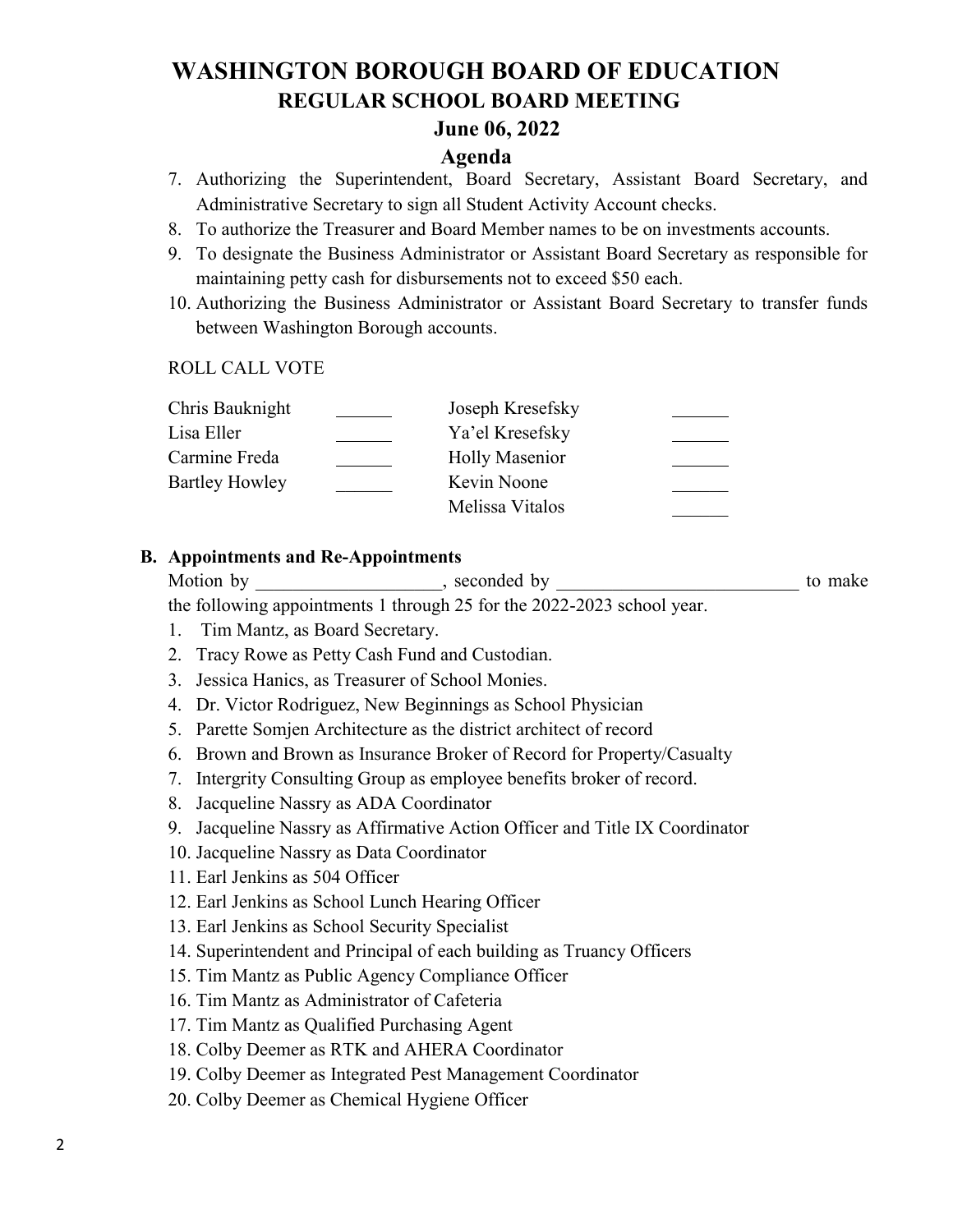# WASHINGTON BOROUGH BOARD OF EDUCATION
## REGULAR SCHOOL BOARD MEETING
### June 06, 2022
### Agenda

7. Authorizing the Superintendent, Board Secretary, Assistant Board Secretary, and Administrative Secretary to sign all Student Activity Account checks.
8. To authorize the Treasurer and Board Member names to be on investments accounts.
9. To designate the Business Administrator or Assistant Board Secretary as responsible for maintaining petty cash for disbursements not to exceed $50 each.
10. Authorizing the Business Administrator or Assistant Board Secretary to transfer funds between Washington Borough accounts.

ROLL CALL VOTE

| | | | |
|---|---|---|---|
| Chris Bauknight | ______ | Joseph Kresefsky | ______ |
| Lisa Eller | ______ | Ya'el Kresefsky | ______ |
| Carmine Freda | ______ | Holly Masenior | ______ |
| Bartley Howley | ______ | Kevin Noone | ______ |
| | | Melissa Vitalos | ______ |

**B. Appointments and Re-Appointments**

Motion by ____________________, seconded by __________________________ to make the following appointments 1 through 25 for the 2022-2023 school year.

1. Tim Mantz, as Board Secretary.
2. Tracy Rowe as Petty Cash Fund and Custodian.
3. Jessica Hanics, as Treasurer of School Monies.
4. Dr. Victor Rodriguez, New Beginnings as School Physician
5. Parette Somjen Architecture as the district architect of record
6. Brown and Brown as Insurance Broker of Record for Property/Casualty
7. Intergrity Consulting Group as employee benefits broker of record.
8. Jacqueline Nassry as ADA Coordinator
9. Jacqueline Nassry as Affirmative Action Officer and Title IX Coordinator
10. Jacqueline Nassry as Data Coordinator
11. Earl Jenkins as 504 Officer
12. Earl Jenkins as School Lunch Hearing Officer
13. Earl Jenkins as School Security Specialist
14. Superintendent and Principal of each building as Truancy Officers
15. Tim Mantz as Public Agency Compliance Officer
16. Tim Mantz as Administrator of Cafeteria
17. Tim Mantz as Qualified Purchasing Agent
18. Colby Deemer as RTK and AHERA Coordinator
19. Colby Deemer as Integrated Pest Management Coordinator
20. Colby Deemer as Chemical Hygiene Officer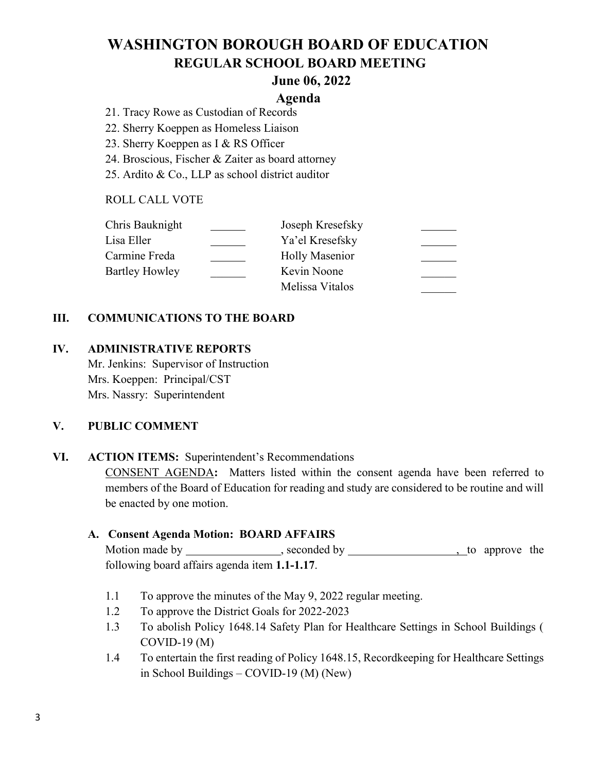# WASHINGTON BOROUGH BOARD OF EDUCATION

## REGULAR SCHOOL BOARD MEETING

## June 06, 2022

## Agenda

21. Tracy Rowe as Custodian of Records
22. Sherry Koeppen as Homeless Liaison
23. Sherry Koeppen as I & RS Officer
24. Broscious, Fischer & Zaiter as board attorney
25. Ardito & Co., LLP as school district auditor

ROLL CALL VOTE

| | | | |
|---|---|---|---|
| Chris Bauknight | ______ | Joseph Kresefsky | ______ |
| Lisa Eller | ______ | Ya'el Kresefsky | ______ |
| Carmine Freda | ______ | Holly Masenior | ______ |
| Bartley Howley | ______ | Kevin Noone | ______ |
| | | Melissa Vitalos | ______ |

### III. COMMUNICATIONS TO THE BOARD

### IV. ADMINISTRATIVE REPORTS

Mr. Jenkins: Supervisor of Instruction
Mrs. Koeppen: Principal/CST
Mrs. Nassry: Superintendent

### V. PUBLIC COMMENT

### VI. ACTION ITEMS: Superintendent's Recommendations

CONSENT AGENDA**:** Matters listed within the consent agenda have been referred to members of the Board of Education for reading and study are considered to be routine and will be enacted by one motion.

#### A. Consent Agenda Motion: BOARD AFFAIRS

Motion made by ________________, seconded by ___________________, to approve the following board affairs agenda item **1.1-1.17**.

1.1 To approve the minutes of the May 9, 2022 regular meeting.

1.2 To approve the District Goals for 2022-2023

1.3 To abolish Policy 1648.14 Safety Plan for Healthcare Settings in School Buildings ( COVID-19 (M)

1.4 To entertain the first reading of Policy 1648.15, Recordkeeping for Healthcare Settings in School Buildings – COVID-19 (M) (New)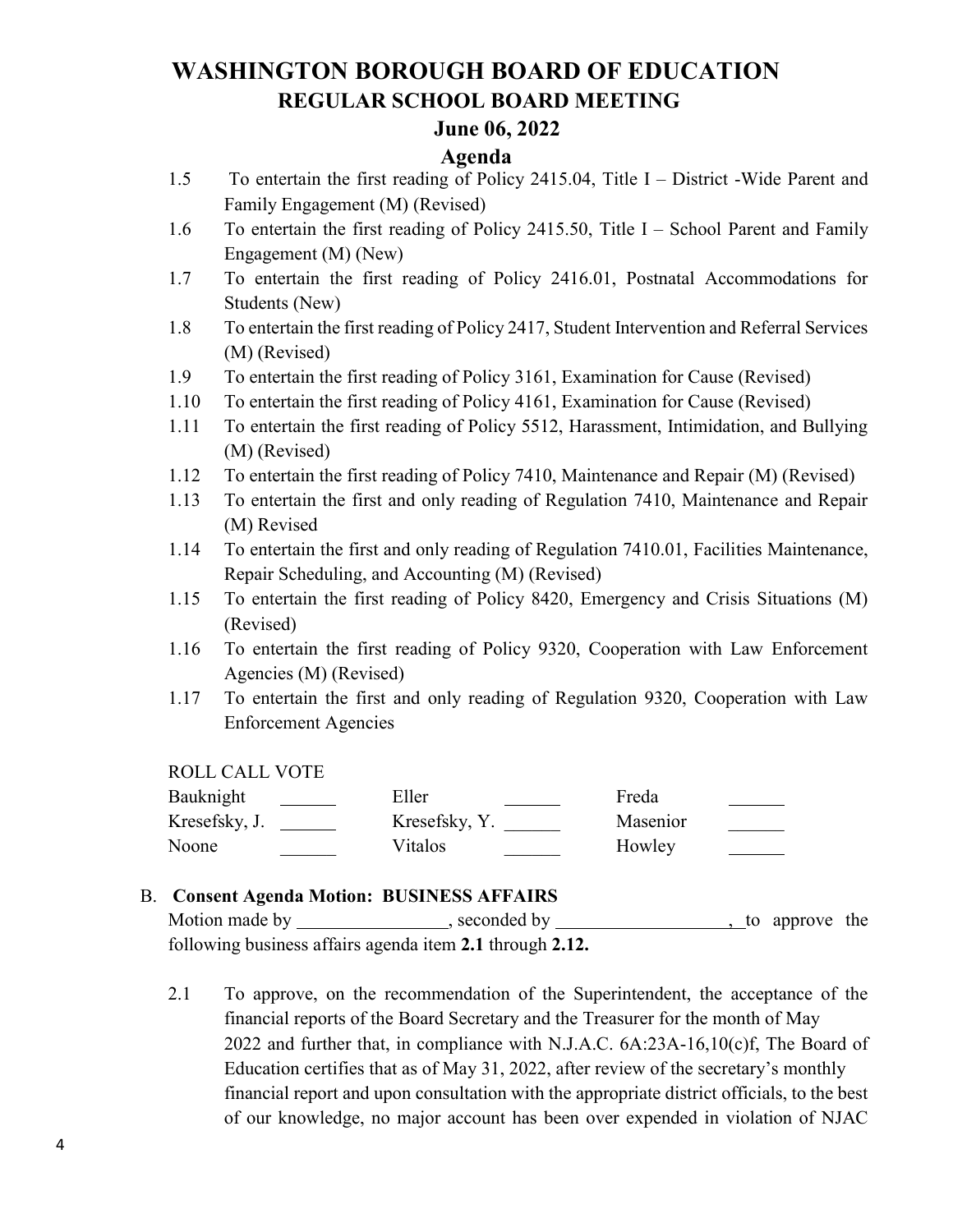# WASHINGTON BOROUGH BOARD OF EDUCATION

## REGULAR SCHOOL BOARD MEETING

## June 06, 2022

## Agenda

1.5 To entertain the first reading of Policy 2415.04, Title I – District -Wide Parent and Family Engagement (M) (Revised)

1.6 To entertain the first reading of Policy 2415.50, Title I – School Parent and Family Engagement (M) (New)

1.7 To entertain the first reading of Policy 2416.01, Postnatal Accommodations for Students (New)

1.8 To entertain the first reading of Policy 2417, Student Intervention and Referral Services (M) (Revised)

1.9 To entertain the first reading of Policy 3161, Examination for Cause (Revised)

1.10 To entertain the first reading of Policy 4161, Examination for Cause (Revised)

1.11 To entertain the first reading of Policy 5512, Harassment, Intimidation, and Bullying (M) (Revised)

1.12 To entertain the first reading of Policy 7410, Maintenance and Repair (M) (Revised)

1.13 To entertain the first and only reading of Regulation 7410, Maintenance and Repair (M) Revised

1.14 To entertain the first and only reading of Regulation 7410.01, Facilities Maintenance, Repair Scheduling, and Accounting (M) (Revised)

1.15 To entertain the first reading of Policy 8420, Emergency and Crisis Situations (M) (Revised)

1.16 To entertain the first reading of Policy 9320, Cooperation with Law Enforcement Agencies (M) (Revised)

1.17 To entertain the first and only reading of Regulation 9320, Cooperation with Law Enforcement Agencies

ROLL CALL VOTE

| | | | | | |
|---|---|---|---|---|---|
| Bauknight | ______ | Eller | ______ | Freda | ______ |
| Kresefsky, J. | ______ | Kresefsky, Y. | ______ | Masenior | ______ |
| Noone | ______ | Vitalos | ______ | Howley | ______ |

B. **Consent Agenda Motion: BUSINESS AFFAIRS**

Motion made by ________________, seconded by ___________________, to approve the following business affairs agenda item **2.1** through **2.12.**

2.1 To approve, on the recommendation of the Superintendent, the acceptance of the financial reports of the Board Secretary and the Treasurer for the month of May 2022 and further that, in compliance with N.J.A.C. 6A:23A-16,10(c)f, The Board of Education certifies that as of May 31, 2022, after review of the secretary's monthly financial report and upon consultation with the appropriate district officials, to the best of our knowledge, no major account has been over expended in violation of NJAC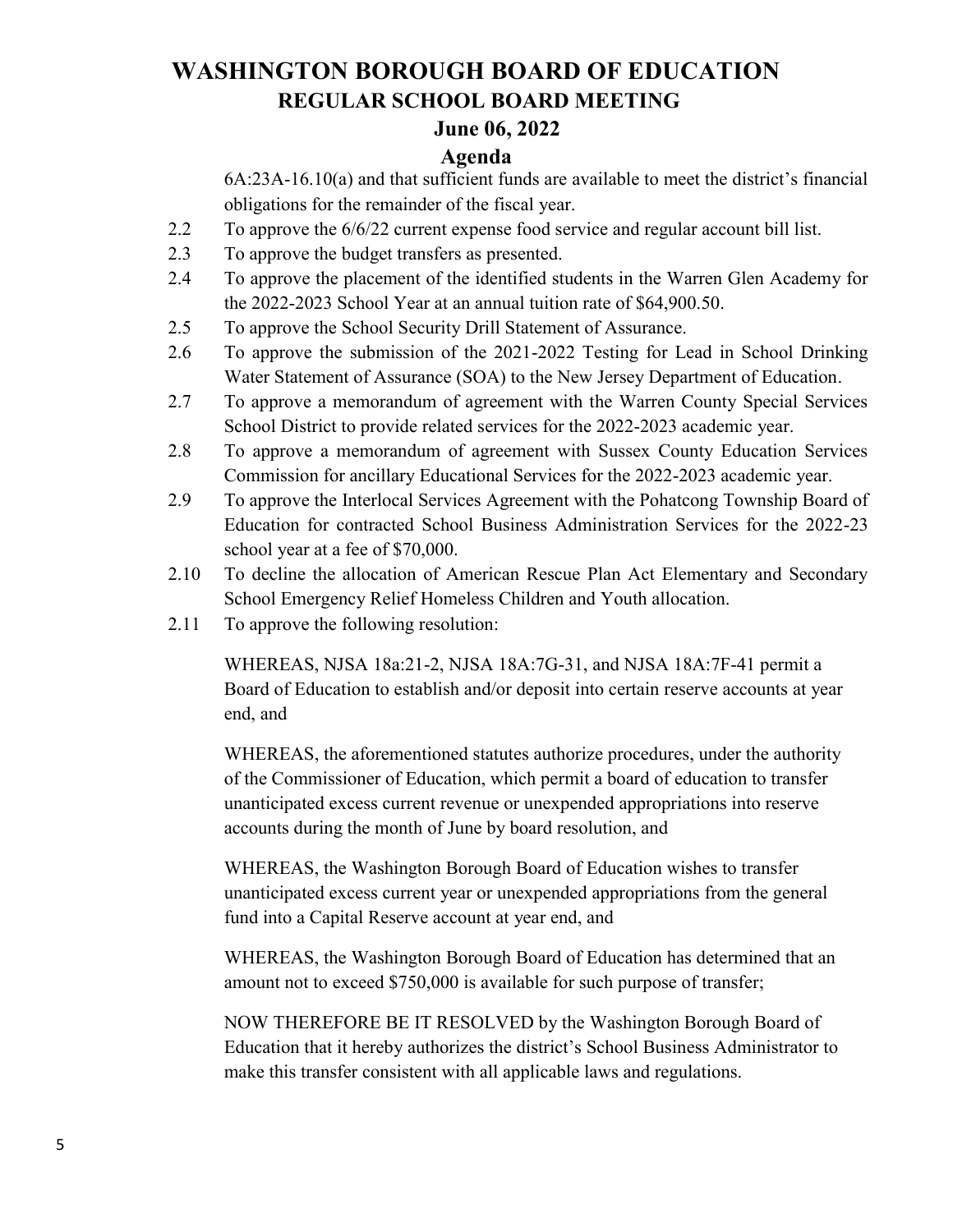# WASHINGTON BOROUGH BOARD OF EDUCATION

## REGULAR SCHOOL BOARD MEETING

### June 06, 2022

### Agenda

6A:23A-16.10(a) and that sufficient funds are available to meet the district's financial obligations for the remainder of the fiscal year.

2.2 To approve the 6/6/22 current expense food service and regular account bill list.

2.3 To approve the budget transfers as presented.

2.4 To approve the placement of the identified students in the Warren Glen Academy for the 2022-2023 School Year at an annual tuition rate of $64,900.50.

2.5 To approve the School Security Drill Statement of Assurance.

2.6 To approve the submission of the 2021-2022 Testing for Lead in School Drinking Water Statement of Assurance (SOA) to the New Jersey Department of Education.

2.7 To approve a memorandum of agreement with the Warren County Special Services School District to provide related services for the 2022-2023 academic year.

2.8 To approve a memorandum of agreement with Sussex County Education Services Commission for ancillary Educational Services for the 2022-2023 academic year.

2.9 To approve the Interlocal Services Agreement with the Pohatcong Township Board of Education for contracted School Business Administration Services for the 2022-23 school year at a fee of $70,000.

2.10 To decline the allocation of American Rescue Plan Act Elementary and Secondary School Emergency Relief Homeless Children and Youth allocation.

2.11 To approve the following resolution:

WHEREAS, NJSA 18a:21-2, NJSA 18A:7G-31, and NJSA 18A:7F-41 permit a Board of Education to establish and/or deposit into certain reserve accounts at year end, and

WHEREAS, the aforementioned statutes authorize procedures, under the authority of the Commissioner of Education, which permit a board of education to transfer unanticipated excess current revenue or unexpended appropriations into reserve accounts during the month of June by board resolution, and

WHEREAS, the Washington Borough Board of Education wishes to transfer unanticipated excess current year or unexpended appropriations from the general fund into a Capital Reserve account at year end, and

WHEREAS, the Washington Borough Board of Education has determined that an amount not to exceed $750,000 is available for such purpose of transfer;

NOW THEREFORE BE IT RESOLVED by the Washington Borough Board of Education that it hereby authorizes the district's School Business Administrator to make this transfer consistent with all applicable laws and regulations.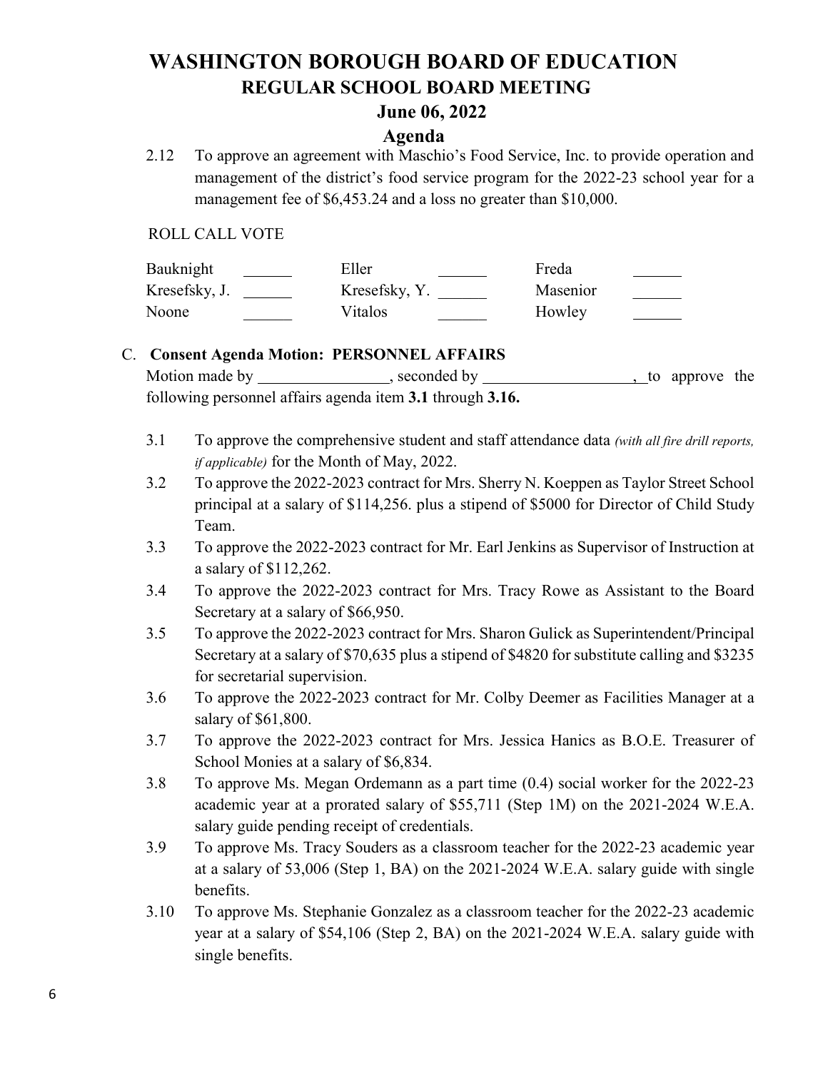# WASHINGTON BOROUGH BOARD OF EDUCATION
## REGULAR SCHOOL BOARD MEETING
### June 06, 2022
### Agenda

2.12 To approve an agreement with Maschio's Food Service, Inc. to provide operation and management of the district's food service program for the 2022-23 school year for a management fee of $6,453.24 and a loss no greater than $10,000.

ROLL CALL VOTE

| | | | | | |
|---|---|---|---|---|---|
| Bauknight | ______ | Eller | ______ | Freda | ______ |
| Kresefsky, J. | ______ | Kresefsky, Y. | ______ | Masenior | ______ |
| Noone | ______ | Vitalos | ______ | Howley | ______ |

C. **Consent Agenda Motion: PERSONNEL AFFAIRS**

Motion made by ________________, seconded by ___________________, to approve the following personnel affairs agenda item **3.1** through **3.16.**

3.1 To approve the comprehensive student and staff attendance data *(with all fire drill reports, if applicable)* for the Month of May, 2022.

3.2 To approve the 2022-2023 contract for Mrs. Sherry N. Koeppen as Taylor Street School principal at a salary of $114,256. plus a stipend of $5000 for Director of Child Study Team.

3.3 To approve the 2022-2023 contract for Mr. Earl Jenkins as Supervisor of Instruction at a salary of $112,262.

3.4 To approve the 2022-2023 contract for Mrs. Tracy Rowe as Assistant to the Board Secretary at a salary of $66,950.

3.5 To approve the 2022-2023 contract for Mrs. Sharon Gulick as Superintendent/Principal Secretary at a salary of $70,635 plus a stipend of $4820 for substitute calling and $3235 for secretarial supervision.

3.6 To approve the 2022-2023 contract for Mr. Colby Deemer as Facilities Manager at a salary of $61,800.

3.7 To approve the 2022-2023 contract for Mrs. Jessica Hanics as B.O.E. Treasurer of School Monies at a salary of $6,834.

3.8 To approve Ms. Megan Ordemann as a part time (0.4) social worker for the 2022-23 academic year at a prorated salary of $55,711 (Step 1M) on the 2021-2024 W.E.A. salary guide pending receipt of credentials.

3.9 To approve Ms. Tracy Souders as a classroom teacher for the 2022-23 academic year at a salary of 53,006 (Step 1, BA) on the 2021-2024 W.E.A. salary guide with single benefits.

3.10 To approve Ms. Stephanie Gonzalez as a classroom teacher for the 2022-23 academic year at a salary of $54,106 (Step 2, BA) on the 2021-2024 W.E.A. salary guide with single benefits.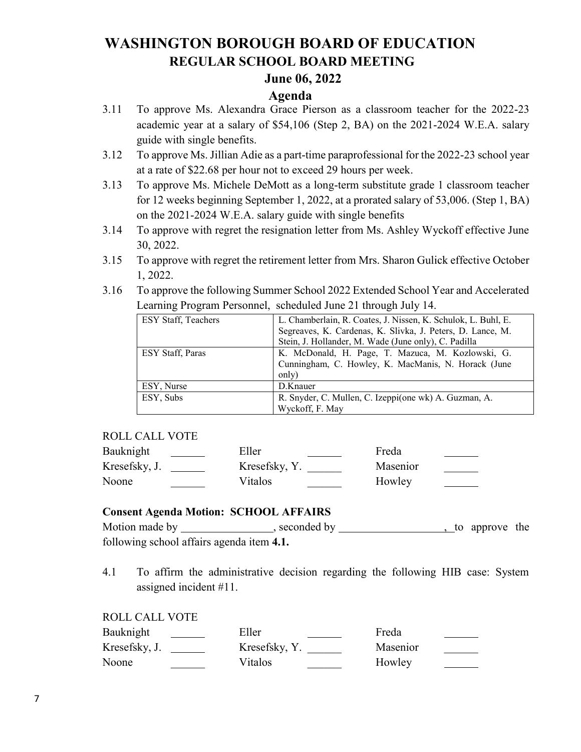# WASHINGTON BOROUGH BOARD OF EDUCATION

## REGULAR SCHOOL BOARD MEETING

### June 06, 2022

### Agenda

3.11 To approve Ms. Alexandra Grace Pierson as a classroom teacher for the 2022-23 academic year at a salary of $54,106 (Step 2, BA) on the 2021-2024 W.E.A. salary guide with single benefits.

3.12 To approve Ms. Jillian Adie as a part-time paraprofessional for the 2022-23 school year at a rate of $22.68 per hour not to exceed 29 hours per week.

3.13 To approve Ms. Michele DeMott as a long-term substitute grade 1 classroom teacher for 12 weeks beginning September 1, 2022, at a prorated salary of 53,006. (Step 1, BA) on the 2021-2024 W.E.A. salary guide with single benefits

3.14 To approve with regret the resignation letter from Ms. Ashley Wyckoff effective June 30, 2022.

3.15 To approve with regret the retirement letter from Mrs. Sharon Gulick effective October 1, 2022.

3.16 To approve the following Summer School 2022 Extended School Year and Accelerated Learning Program Personnel, scheduled June 21 through July 14.

| ESY Staff, Teachers | L. Chamberlain, R. Coates, J. Nissen, K. Schulok, L. Buhl, E. Segreaves, K. Cardenas, K. Slivka, J. Peters, D. Lance, M. Stein, J. Hollander, M. Wade (June only), C. Padilla |
|---|---|
| ESY Staff, Paras | K. McDonald, H. Page, T. Mazuca, M. Kozlowski, G. Cunningham, C. Howley, K. MacManis, N. Horack (June only) |
| ESY, Nurse | D.Knauer |
| ESY, Subs | R. Snyder, C. Mullen, C. Izeppi(one wk) A. Guzman, A. Wyckoff, F. May |

ROLL CALL VOTE

| | | | | | |
|---|---|---|---|---|---|
| Bauknight | ______ | Eller | ______ | Freda | ______ |
| Kresefsky, J. | ______ | Kresefsky, Y. | ______ | Masenior | ______ |
| Noone | ______ | Vitalos | ______ | Howley | ______ |

**Consent Agenda Motion: SCHOOL AFFAIRS**

Motion made by ________________, seconded by ___________________, to approve the following school affairs agenda item **4.1.**

4.1 To affirm the administrative decision regarding the following HIB case: System assigned incident #11.

ROLL CALL VOTE

| | | | | | |
|---|---|---|---|---|---|
| Bauknight | ______ | Eller | ______ | Freda | ______ |
| Kresefsky, J. | ______ | Kresefsky, Y. | ______ | Masenior | ______ |
| Noone | ______ | Vitalos | ______ | Howley | ______ |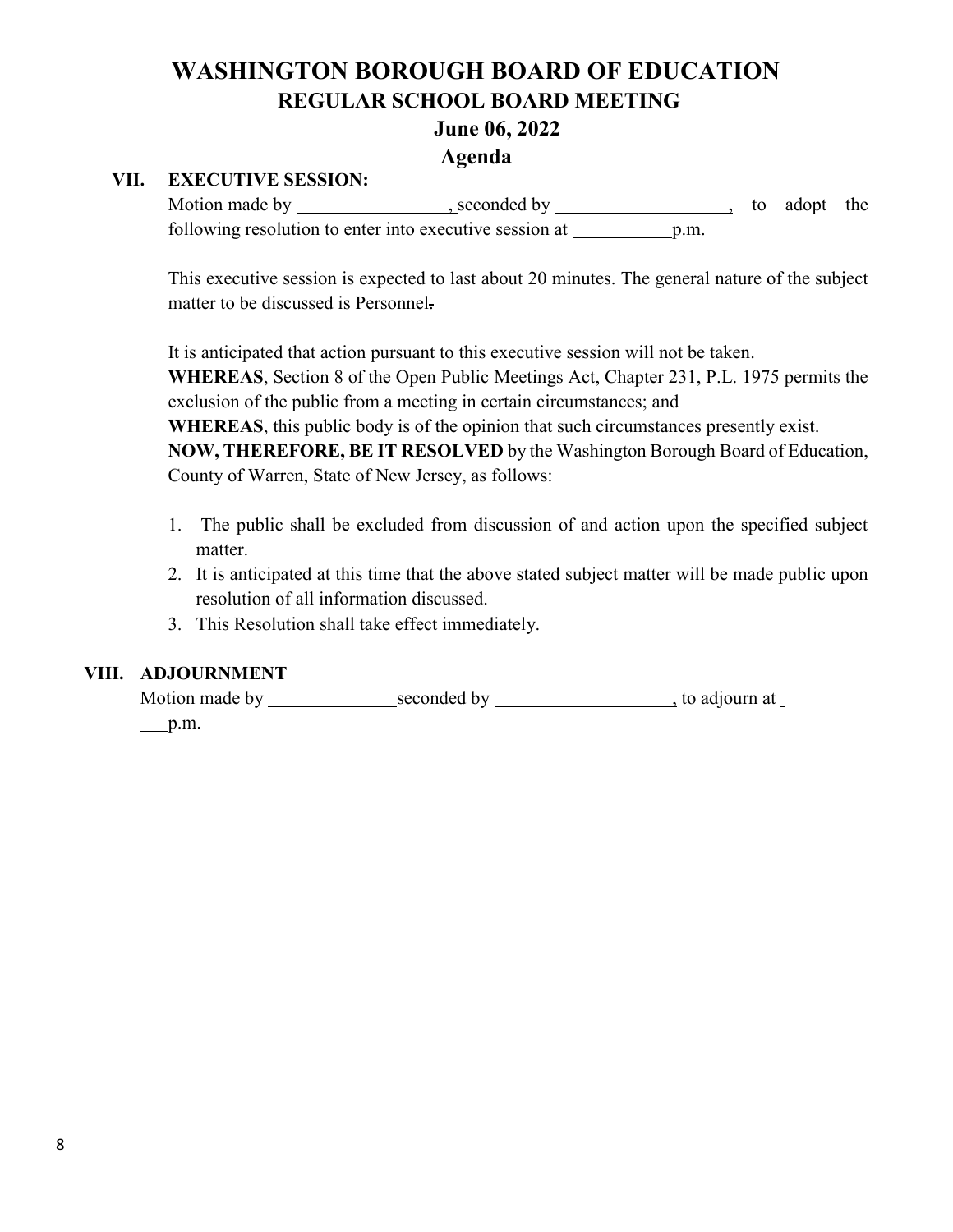# WASHINGTON BOROUGH BOARD OF EDUCATION
## REGULAR SCHOOL BOARD MEETING
## June 06, 2022
## Agenda

### VII. EXECUTIVE SESSION:

Motion made by \_\_\_\_\_\_\_\_\_\_\_\_\_\_\_\_, seconded by \_\_\_\_\_\_\_\_\_\_\_\_\_\_\_\_\_\_\_, to adopt the following resolution to enter into executive session at \_\_\_\_\_\_\_\_\_\_\_p.m.

This executive session is expected to last about 20 minutes. The general nature of the subject matter to be discussed is Personnel.

It is anticipated that action pursuant to this executive session will not be taken.

**WHEREAS**, Section 8 of the Open Public Meetings Act, Chapter 231, P.L. 1975 permits the exclusion of the public from a meeting in certain circumstances; and

**WHEREAS**, this public body is of the opinion that such circumstances presently exist.

**NOW, THEREFORE, BE IT RESOLVED** by the Washington Borough Board of Education, County of Warren, State of New Jersey, as follows:

1. The public shall be excluded from discussion of and action upon the specified subject matter.
2. It is anticipated at this time that the above stated subject matter will be made public upon resolution of all information discussed.
3. This Resolution shall take effect immediately.

### VIII. ADJOURNMENT

Motion made by \_\_\_\_\_\_\_\_\_\_\_\_\_\_seconded by \_\_\_\_\_\_\_\_\_\_\_\_\_\_\_\_\_\_\_, to adjourn at \_\_\_\_p.m.